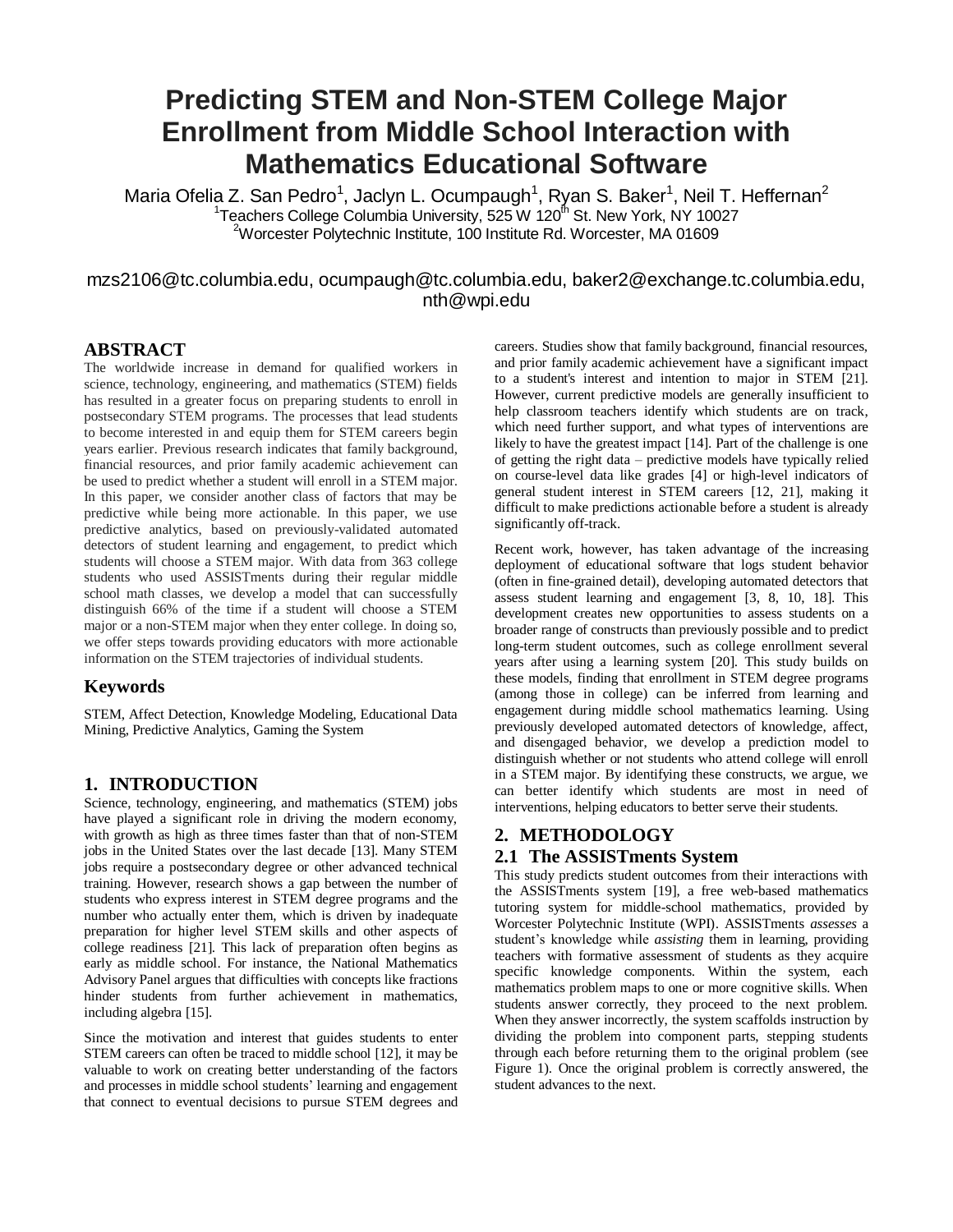# Predicting STEM and Non-STEM College Major Enrollment from Middle School Interaction with Mathematics Educational Software

Maria Ofelia Z. San Pedro[1], Jaclyn L. Ocumpaugh[1], Ryan S. Baker[1], Neil T. Heffernan[2]

[1]Teachers College Columbia University, 525 W 120th St. New York, NY 10027

[2]Worcester Polytechnic Institute, 100 Institute Rd. Worcester, MA 01609

mzs2106@tc.columbia.edu, ocumpaugh@tc.columbia.edu, baker2@exchange.tc.columbia.edu, nth@wpi.edu

## ABSTRACT

The worldwide increase in demand for qualified workers in science, technology, engineering, and mathematics (STEM) fields has resulted in a greater focus on preparing students to enroll in postsecondary STEM programs. The processes that lead students to become interested in and equip them for STEM careers begin years earlier. Previous research indicates that family background, financial resources, and prior family academic achievement can be used to predict whether a student will enroll in a STEM major. In this paper, we consider another class of factors that may be predictive while being more actionable. In this paper, we use predictive analytics, based on previously-validated automated detectors of student learning and engagement, to predict which students will choose a STEM major. With data from 363 college students who used ASSISTments during their regular middle school math classes, we develop a model that can successfully distinguish 66% of the time if a student will choose a STEM major or a non-STEM major when they enter college. In doing so, we offer steps towards providing educators with more actionable information on the STEM trajectories of individual students.

## Keywords

STEM, Affect Detection, Knowledge Modeling, Educational Data Mining, Predictive Analytics, Gaming the System

## 1. INTRODUCTION

Science, technology, engineering, and mathematics (STEM) jobs have played a significant role in driving the modern economy, with growth as high as three times faster than that of non-STEM jobs in the United States over the last decade [13]. Many STEM jobs require a postsecondary degree or other advanced technical training. However, research shows a gap between the number of students who express interest in STEM degree programs and the number who actually enter them, which is driven by inadequate preparation for higher level STEM skills and other aspects of college readiness [21]. This lack of preparation often begins as early as middle school. For instance, the National Mathematics Advisory Panel argues that difficulties with concepts like fractions hinder students from further achievement in mathematics, including algebra [15].

Since the motivation and interest that guides students to enter STEM careers can often be traced to middle school [12], it may be valuable to work on creating better understanding of the factors and processes in middle school students' learning and engagement that connect to eventual decisions to pursue STEM degrees and careers. Studies show that family background, financial resources, and prior family academic achievement have a significant impact to a student's interest and intention to major in STEM [21]. However, current predictive models are generally insufficient to help classroom teachers identify which students are on track, which need further support, and what types of interventions are likely to have the greatest impact [14]. Part of the challenge is one of getting the right data – predictive models have typically relied on course-level data like grades [4] or high-level indicators of general student interest in STEM careers [12, 21], making it difficult to make predictions actionable before a student is already significantly off-track.

Recent work, however, has taken advantage of the increasing deployment of educational software that logs student behavior (often in fine-grained detail), developing automated detectors that assess student learning and engagement [3, 8, 10, 18]. This development creates new opportunities to assess students on a broader range of constructs than previously possible and to predict long-term student outcomes, such as college enrollment several years after using a learning system [20]. This study builds on these models, finding that enrollment in STEM degree programs (among those in college) can be inferred from learning and engagement during middle school mathematics learning. Using previously developed automated detectors of knowledge, affect, and disengaged behavior, we develop a prediction model to distinguish whether or not students who attend college will enroll in a STEM major. By identifying these constructs, we argue, we can better identify which students are most in need of interventions, helping educators to better serve their students.

## 2. METHODOLOGY

### 2.1 The ASSISTments System

This study predicts student outcomes from their interactions with the ASSISTments system [19], a free web-based mathematics tutoring system for middle-school mathematics, provided by Worcester Polytechnic Institute (WPI). ASSISTments *assesses* a student's knowledge while *assisting* them in learning, providing teachers with formative assessment of students as they acquire specific knowledge components. Within the system, each mathematics problem maps to one or more cognitive skills. When students answer correctly, they proceed to the next problem. When they answer incorrectly, the system scaffolds instruction by dividing the problem into component parts, stepping students through each before returning them to the original problem (see Figure 1). Once the original problem is correctly answered, the student advances to the next.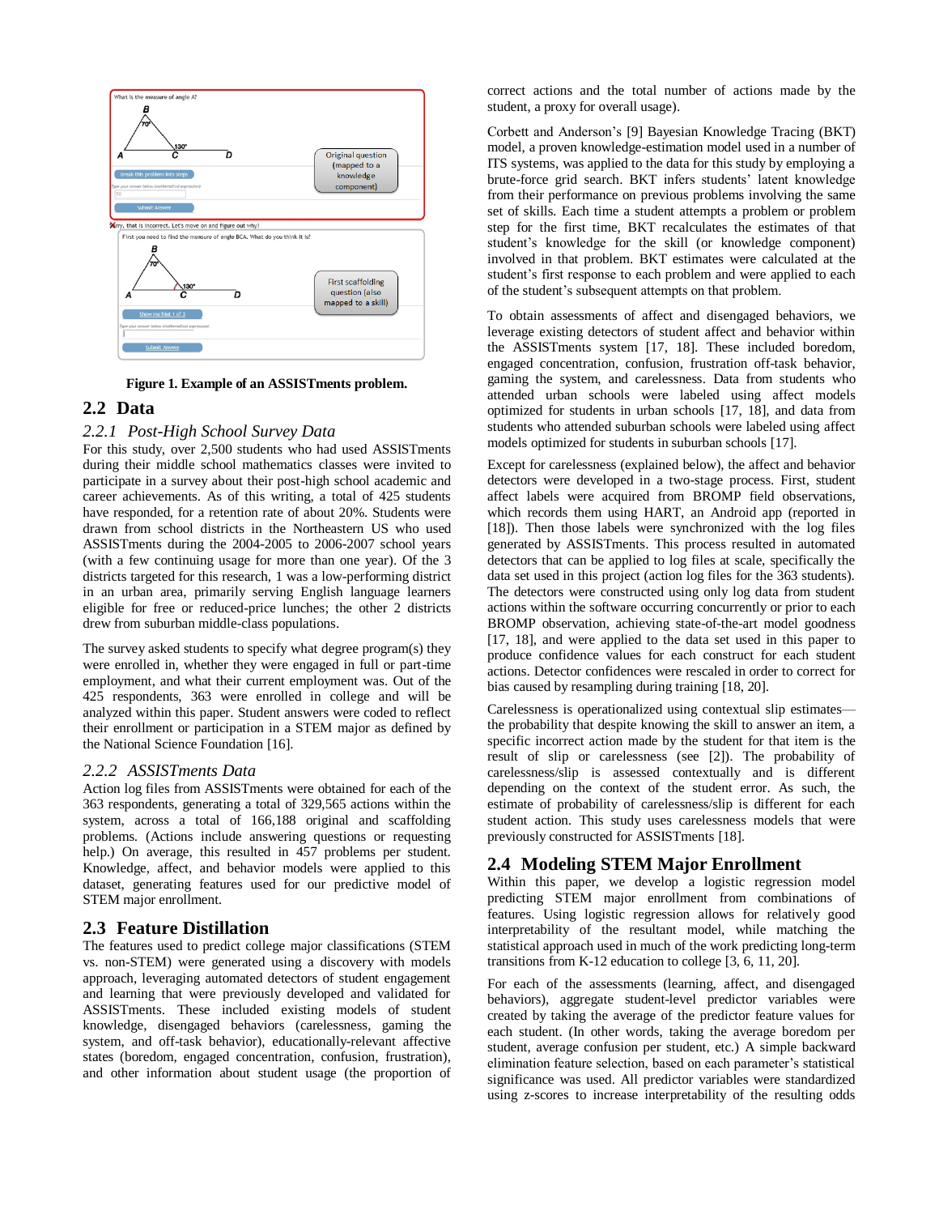Figure 1. Example of an ASSISTments problem.

## 2.2 Data

### 2.2.1 Post-High School Survey Data

For this study, over 2,500 students who had used ASSISTments during their middle school mathematics classes were invited to participate in a survey about their post-high school academic and career achievements. As of this writing, a total of 425 students have responded, for a retention rate of about 20%. Students were drawn from school districts in the Northeastern US who used ASSISTments during the 2004-2005 to 2006-2007 school years (with a few continuing usage for more than one year). Of the 3 districts targeted for this research, 1 was a low-performing district in an urban area, primarily serving English language learners eligible for free or reduced-price lunches; the other 2 districts drew from suburban middle-class populations.

The survey asked students to specify what degree program(s) they were enrolled in, whether they were engaged in full or part-time employment, and what their current employment was. Out of the 425 respondents, 363 were enrolled in college and will be analyzed within this paper. Student answers were coded to reflect their enrollment or participation in a STEM major as defined by the National Science Foundation [16].

### 2.2.2 ASSISTments Data

Action log files from ASSISTments were obtained for each of the 363 respondents, generating a total of 329,565 actions within the system, across a total of 166,188 original and scaffolding problems. (Actions include answering questions or requesting help.) On average, this resulted in 457 problems per student. Knowledge, affect, and behavior models were applied to this dataset, generating features used for our predictive model of STEM major enrollment.

## 2.3 Feature Distillation

The features used to predict college major classifications (STEM vs. non-STEM) were generated using a discovery with models approach, leveraging automated detectors of student engagement and learning that were previously developed and validated for ASSISTments. These included existing models of student knowledge, disengaged behaviors (carelessness, gaming the system, and off-task behavior), educationally-relevant affective states (boredom, engaged concentration, confusion, frustration), and other information about student usage (the proportion of correct actions and the total number of actions made by the student, a proxy for overall usage).

Corbett and Anderson's [9] Bayesian Knowledge Tracing (BKT) model, a proven knowledge-estimation model used in a number of ITS systems, was applied to the data for this study by employing a brute-force grid search. BKT infers students' latent knowledge from their performance on previous problems involving the same set of skills. Each time a student attempts a problem or problem step for the first time, BKT recalculates the estimates of that student's knowledge for the skill (or knowledge component) involved in that problem. BKT estimates were calculated at the student's first response to each problem and were applied to each of the student's subsequent attempts on that problem.

To obtain assessments of affect and disengaged behaviors, we leverage existing detectors of student affect and behavior within the ASSISTments system [17, 18]. These included boredom, engaged concentration, confusion, frustration off-task behavior, gaming the system, and carelessness. Data from students who attended urban schools were labeled using affect models optimized for students in urban schools [17, 18], and data from students who attended suburban schools were labeled using affect models optimized for students in suburban schools [17].

Except for carelessness (explained below), the affect and behavior detectors were developed in a two-stage process. First, student affect labels were acquired from BROMP field observations, which records them using HART, an Android app (reported in [18]). Then those labels were synchronized with the log files generated by ASSISTments. This process resulted in automated detectors that can be applied to log files at scale, specifically the data set used in this project (action log files for the 363 students). The detectors were constructed using only log data from student actions within the software occurring concurrently or prior to each BROMP observation, achieving state-of-the-art model goodness [17, 18], and were applied to the data set used in this paper to produce confidence values for each construct for each student actions. Detector confidences were rescaled in order to correct for bias caused by resampling during training [18, 20].

Carelessness is operationalized using contextual slip estimates—the probability that despite knowing the skill to answer an item, a specific incorrect action made by the student for that item is the result of slip or carelessness (see [2]). The probability of carelessness/slip is assessed contextually and is different depending on the context of the student error. As such, the estimate of probability of carelessness/slip is different for each student action. This study uses carelessness models that were previously constructed for ASSISTments [18].

## 2.4 Modeling STEM Major Enrollment

Within this paper, we develop a logistic regression model predicting STEM major enrollment from combinations of features. Using logistic regression allows for relatively good interpretability of the resultant model, while matching the statistical approach used in much of the work predicting long-term transitions from K-12 education to college [3, 6, 11, 20].

For each of the assessments (learning, affect, and disengaged behaviors), aggregate student-level predictor variables were created by taking the average of the predictor feature values for each student. (In other words, taking the average boredom per student, average confusion per student, etc.) A simple backward elimination feature selection, based on each parameter's statistical significance was used. All predictor variables were standardized using z-scores to increase interpretability of the resulting odds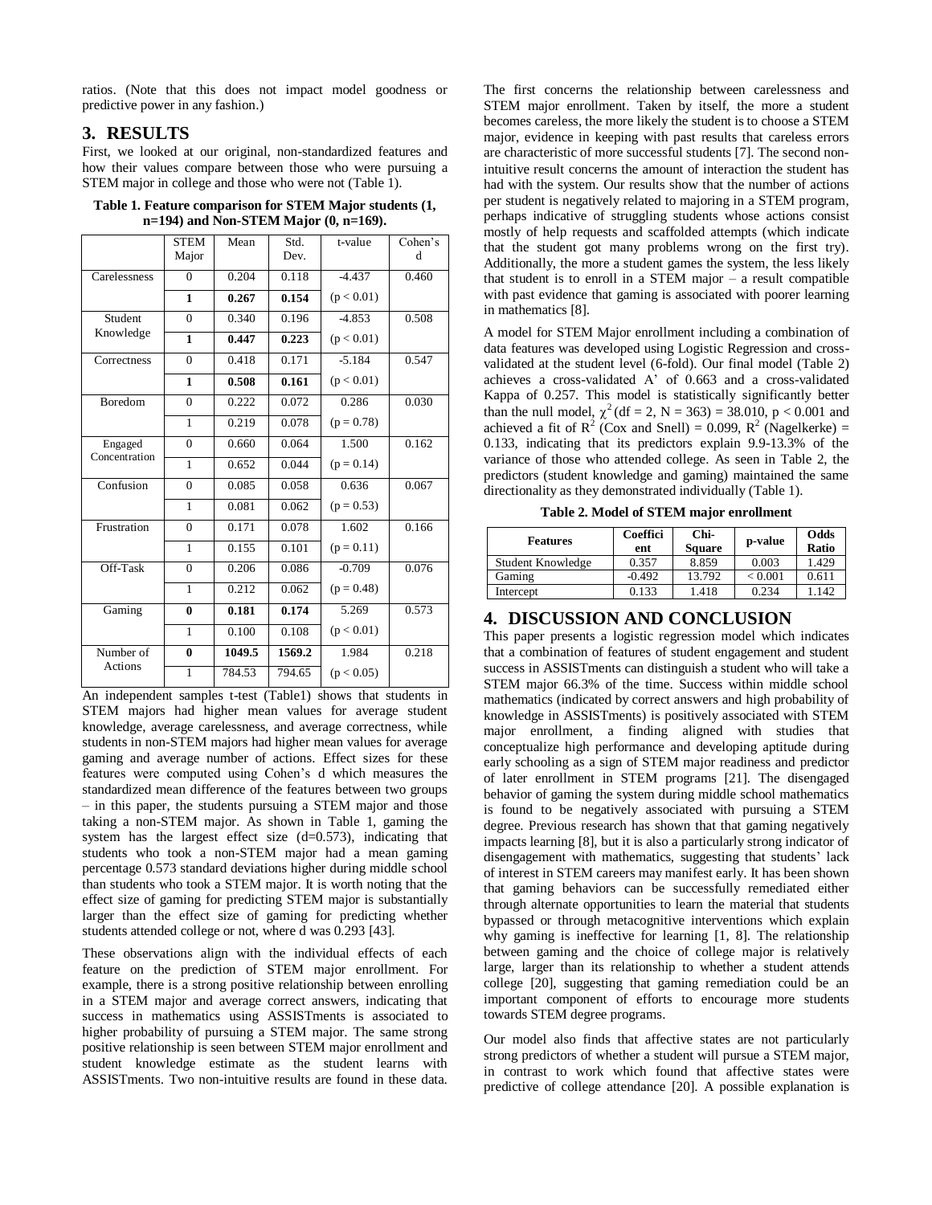ratios. (Note that this does not impact model goodness or predictive power in any fashion.)

## 3. RESULTS

First, we looked at our original, non-standardized features and how their values compare between those who were pursuing a STEM major in college and those who were not (Table 1).

**Table 1. Feature comparison for STEM Major students (1, n=194) and Non-STEM Major (0, n=169).**

| | STEM Major | Mean | Std. Dev. | t-value | Cohen's d |
|---|---|---|---|---|---|
| Carelessness | 0 | 0.204 | 0.118 | -4.437 | 0.460 |
| | **1** | **0.267** | **0.154** | ($p < 0.01$) | |
| Student Knowledge | 0 | 0.340 | 0.196 | -4.853 | 0.508 |
| | **1** | **0.447** | **0.223** | ($p < 0.01$) | |
| Correctness | 0 | 0.418 | 0.171 | -5.184 | 0.547 |
| | **1** | **0.508** | **0.161** | ($p < 0.01$) | |
| Boredom | 0 | 0.222 | 0.072 | 0.286 | 0.030 |
| | 1 | 0.219 | 0.078 | ($p = 0.78$) | |
| Engaged Concentration | 0 | 0.660 | 0.064 | 1.500 | 0.162 |
| | 1 | 0.652 | 0.044 | ($p = 0.14$) | |
| Confusion | 0 | 0.085 | 0.058 | 0.636 | 0.067 |
| | 1 | 0.081 | 0.062 | ($p = 0.53$) | |
| Frustration | 0 | 0.171 | 0.078 | 1.602 | 0.166 |
| | 1 | 0.155 | 0.101 | ($p = 0.11$) | |
| Off-Task | 0 | 0.206 | 0.086 | -0.709 | 0.076 |
| | 1 | 0.212 | 0.062 | ($p = 0.48$) | |
| Gaming | **0** | **0.181** | **0.174** | 5.269 | 0.573 |
| | 1 | 0.100 | 0.108 | ($p < 0.01$) | |
| Number of Actions | **0** | **1049.5** | **1569.2** | 1.984 | 0.218 |
| | 1 | 784.53 | 794.65 | ($p < 0.05$) | |

An independent samples t-test (Table1) shows that students in STEM majors had higher mean values for average student knowledge, average carelessness, and average correctness, while students in non-STEM majors had higher mean values for average gaming and average number of actions. Effect sizes for these features were computed using Cohen's d which measures the standardized mean difference of the features between two groups – in this paper, the students pursuing a STEM major and those taking a non-STEM major. As shown in Table 1, gaming the system has the largest effect size (d=0.573), indicating that students who took a non-STEM major had a mean gaming percentage 0.573 standard deviations higher during middle school than students who took a STEM major. It is worth noting that the effect size of gaming for predicting STEM major is substantially larger than the effect size of gaming for predicting whether students attended college or not, where d was 0.293 [43].

These observations align with the individual effects of each feature on the prediction of STEM major enrollment. For example, there is a strong positive relationship between enrolling in a STEM major and average correct answers, indicating that success in mathematics using ASSISTments is associated to higher probability of pursuing a STEM major. The same strong positive relationship is seen between STEM major enrollment and student knowledge estimate as the student learns with ASSISTments. Two non-intuitive results are found in these data. The first concerns the relationship between carelessness and STEM major enrollment. Taken by itself, the more a student becomes careless, the more likely the student is to choose a STEM major, evidence in keeping with past results that careless errors are characteristic of more successful students [7]. The second non-intuitive result concerns the amount of interaction the student has had with the system. Our results show that the number of actions per student is negatively related to majoring in a STEM program, perhaps indicative of struggling students whose actions consist mostly of help requests and scaffolded attempts (which indicate that the student got many problems wrong on the first try). Additionally, the more a student games the system, the less likely that student is to enroll in a STEM major – a result compatible with past evidence that gaming is associated with poorer learning in mathematics [8].

A model for STEM Major enrollment including a combination of data features was developed using Logistic Regression and cross-validated at the student level (6-fold). Our final model (Table 2) achieves a cross-validated A' of 0.663 and a cross-validated Kappa of 0.257. This model is statistically significantly better than the null model, $\chi^2$(df = 2, N = 363) = 38.010, $p < 0.001$ and achieved a fit of $R^2$ (Cox and Snell) = 0.099, $R^2$ (Nagelkerke) = 0.133, indicating that its predictors explain 9.9-13.3% of the variance of those who attended college. As seen in Table 2, the predictors (student knowledge and gaming) maintained the same directionality as they demonstrated individually (Table 1).

**Table 2. Model of STEM major enrollment**

| Features | Coefficient | Chi-Square | p-value | Odds Ratio |
|---|---|---|---|---|
| Student Knowledge | 0.357 | 8.859 | 0.003 | 1.429 |
| Gaming | -0.492 | 13.792 | < 0.001 | 0.611 |
| Intercept | 0.133 | 1.418 | 0.234 | 1.142 |

## 4. DISCUSSION AND CONCLUSION

This paper presents a logistic regression model which indicates that a combination of features of student engagement and student success in ASSISTments can distinguish a student who will take a STEM major 66.3% of the time. Success within middle school mathematics (indicated by correct answers and high probability of knowledge in ASSISTments) is positively associated with STEM major enrollment, a finding aligned with studies that conceptualize high performance and developing aptitude during early schooling as a sign of STEM major readiness and predictor of later enrollment in STEM programs [21]. The disengaged behavior of gaming the system during middle school mathematics is found to be negatively associated with pursuing a STEM degree. Previous research has shown that that gaming negatively impacts learning [8], but it is also a particularly strong indicator of disengagement with mathematics, suggesting that students' lack of interest in STEM careers may manifest early. It has been shown that gaming behaviors can be successfully remediated either through alternate opportunities to learn the material that students bypassed or through metacognitive interventions which explain why gaming is ineffective for learning [1, 8]. The relationship between gaming and the choice of college major is relatively large, larger than its relationship to whether a student attends college [20], suggesting that gaming remediation could be an important component of efforts to encourage more students towards STEM degree programs.

Our model also finds that affective states are not particularly strong predictors of whether a student will pursue a STEM major, in contrast to work which found that affective states were predictive of college attendance [20]. A possible explanation is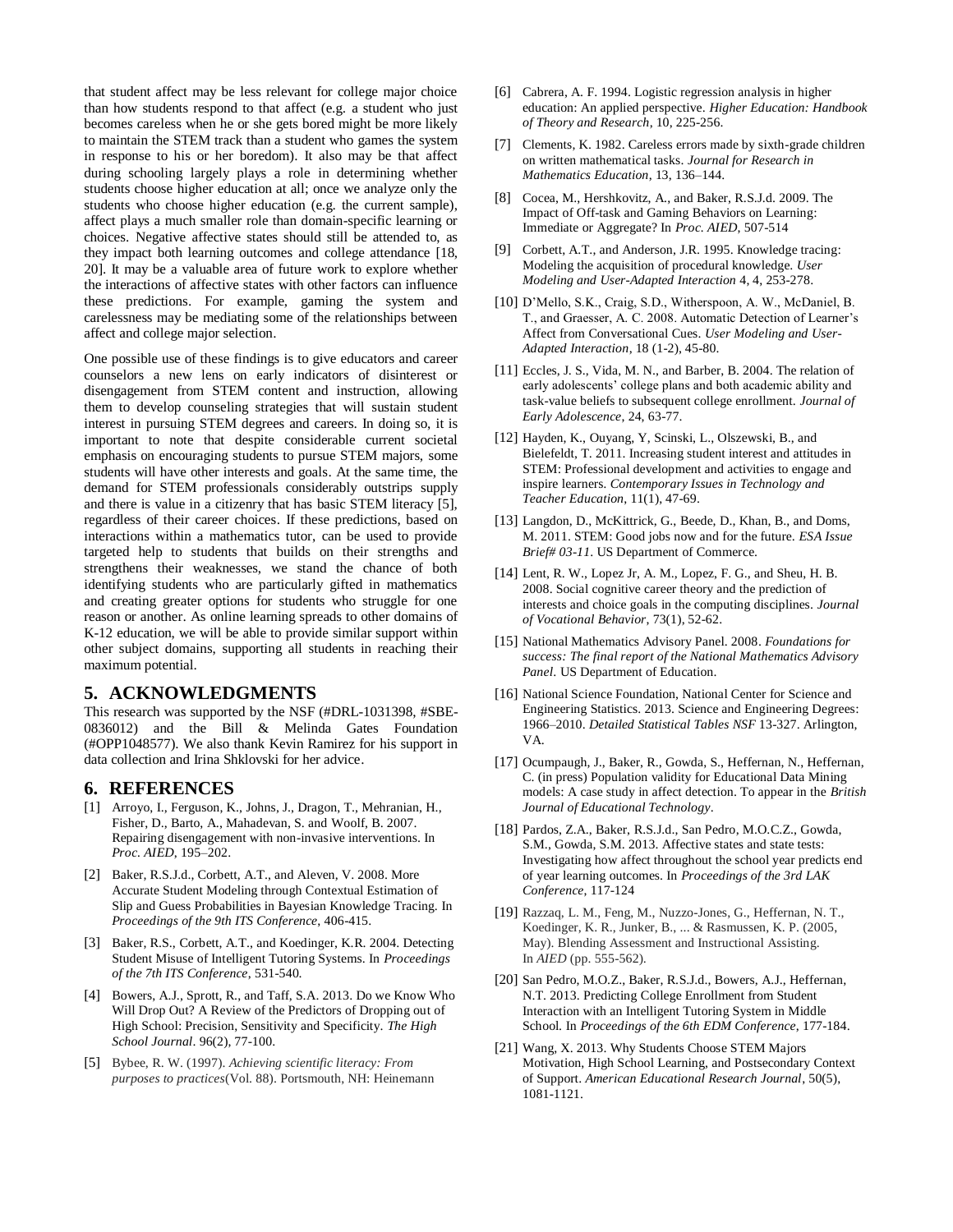that student affect may be less relevant for college major choice than how students respond to that affect (e.g. a student who just becomes careless when he or she gets bored might be more likely to maintain the STEM track than a student who games the system in response to his or her boredom). It also may be that affect during schooling largely plays a role in determining whether students choose higher education at all; once we analyze only the students who choose higher education (e.g. the current sample), affect plays a much smaller role than domain-specific learning or choices. Negative affective states should still be attended to, as they impact both learning outcomes and college attendance [18, 20]. It may be a valuable area of future work to explore whether the interactions of affective states with other factors can influence these predictions. For example, gaming the system and carelessness may be mediating some of the relationships between affect and college major selection.

One possible use of these findings is to give educators and career counselors a new lens on early indicators of disinterest or disengagement from STEM content and instruction, allowing them to develop counseling strategies that will sustain student interest in pursuing STEM degrees and careers. In doing so, it is important to note that despite considerable current societal emphasis on encouraging students to pursue STEM majors, some students will have other interests and goals. At the same time, the demand for STEM professionals considerably outstrips supply and there is value in a citizenry that has basic STEM literacy [5], regardless of their career choices. If these predictions, based on interactions within a mathematics tutor, can be used to provide targeted help to students that builds on their strengths and strengthens their weaknesses, we stand the chance of both identifying students who are particularly gifted in mathematics and creating greater options for students who struggle for one reason or another. As online learning spreads to other domains of K-12 education, we will be able to provide similar support within other subject domains, supporting all students in reaching their maximum potential.

## 5. ACKNOWLEDGMENTS

This research was supported by the NSF (#DRL-1031398, #SBE-0836012) and the Bill & Melinda Gates Foundation (#OPP1048577). We also thank Kevin Ramirez for his support in data collection and Irina Shklovski for her advice.

## 6. REFERENCES

[1] Arroyo, I., Ferguson, K., Johns, J., Dragon, T., Mehranian, H., Fisher, D., Barto, A., Mahadevan, S. and Woolf, B. 2007. Repairing disengagement with non-invasive interventions. In *Proc. AIED*, 195–202.

[2] Baker, R.S.J.d., Corbett, A.T., and Aleven, V. 2008. More Accurate Student Modeling through Contextual Estimation of Slip and Guess Probabilities in Bayesian Knowledge Tracing. In *Proceedings of the 9th ITS Conference*, 406-415.

[3] Baker, R.S., Corbett, A.T., and Koedinger, K.R. 2004. Detecting Student Misuse of Intelligent Tutoring Systems. In *Proceedings of the 7th ITS Conference*, 531-540.

[4] Bowers, A.J., Sprott, R., and Taff, S.A. 2013. Do we Know Who Will Drop Out? A Review of the Predictors of Dropping out of High School: Precision, Sensitivity and Specificity. *The High School Journal*. 96(2), 77-100.

[5] Bybee, R. W. (1997). *Achieving scientific literacy: From purposes to practices*(Vol. 88). Portsmouth, NH: Heinemann

[6] Cabrera, A. F. 1994. Logistic regression analysis in higher education: An applied perspective. *Higher Education: Handbook of Theory and Research*, 10, 225-256.

[7] Clements, K. 1982. Careless errors made by sixth-grade children on written mathematical tasks. *Journal for Research in Mathematics Education*, 13, 136–144.

[8] Cocea, M., Hershkovitz, A., and Baker, R.S.J.d. 2009. The Impact of Off-task and Gaming Behaviors on Learning: Immediate or Aggregate? In *Proc. AIED*, 507-514

[9] Corbett, A.T., and Anderson, J.R. 1995. Knowledge tracing: Modeling the acquisition of procedural knowledge. *User Modeling and User-Adapted Interaction* 4, 4, 253-278.

[10] D'Mello, S.K., Craig, S.D., Witherspoon, A. W., McDaniel, B. T., and Graesser, A. C. 2008. Automatic Detection of Learner's Affect from Conversational Cues. *User Modeling and User-Adapted Interaction*, 18 (1-2), 45-80.

[11] Eccles, J. S., Vida, M. N., and Barber, B. 2004. The relation of early adolescents' college plans and both academic ability and task-value beliefs to subsequent college enrollment. *Journal of Early Adolescence*, 24, 63-77.

[12] Hayden, K., Ouyang, Y, Scinski, L., Olszewski, B., and Bielefeldt, T. 2011. Increasing student interest and attitudes in STEM: Professional development and activities to engage and inspire learners. *Contemporary Issues in Technology and Teacher Education*, 11(1), 47-69.

[13] Langdon, D., McKittrick, G., Beede, D., Khan, B., and Doms, M. 2011. STEM: Good jobs now and for the future. *ESA Issue Brief# 03-11*. US Department of Commerce.

[14] Lent, R. W., Lopez Jr, A. M., Lopez, F. G., and Sheu, H. B. 2008. Social cognitive career theory and the prediction of interests and choice goals in the computing disciplines. *Journal of Vocational Behavior*, 73(1), 52-62.

[15] National Mathematics Advisory Panel. 2008. *Foundations for success: The final report of the National Mathematics Advisory Panel*. US Department of Education.

[16] National Science Foundation, National Center for Science and Engineering Statistics. 2013. Science and Engineering Degrees: 1966–2010. *Detailed Statistical Tables NSF* 13-327. Arlington, VA.

[17] Ocumpaugh, J., Baker, R., Gowda, S., Heffernan, N., Heffernan, C. (in press) Population validity for Educational Data Mining models: A case study in affect detection. To appear in the *British Journal of Educational Technology*.

[18] Pardos, Z.A., Baker, R.S.J.d., San Pedro, M.O.C.Z., Gowda, S.M., Gowda, S.M. 2013. Affective states and state tests: Investigating how affect throughout the school year predicts end of year learning outcomes. In *Proceedings of the 3rd LAK Conference*, 117-124

[19] Razzaq, L. M., Feng, M., Nuzzo-Jones, G., Heffernan, N. T., Koedinger, K. R., Junker, B., ... & Rasmussen, K. P. (2005, May). Blending Assessment and Instructional Assisting. In *AIED* (pp. 555-562).

[20] San Pedro, M.O.Z., Baker, R.S.J.d., Bowers, A.J., Heffernan, N.T. 2013. Predicting College Enrollment from Student Interaction with an Intelligent Tutoring System in Middle School. In *Proceedings of the 6th EDM Conference*, 177-184.

[21] Wang, X. 2013. Why Students Choose STEM Majors Motivation, High School Learning, and Postsecondary Context of Support. *American Educational Research Journal*, 50(5), 1081-1121.